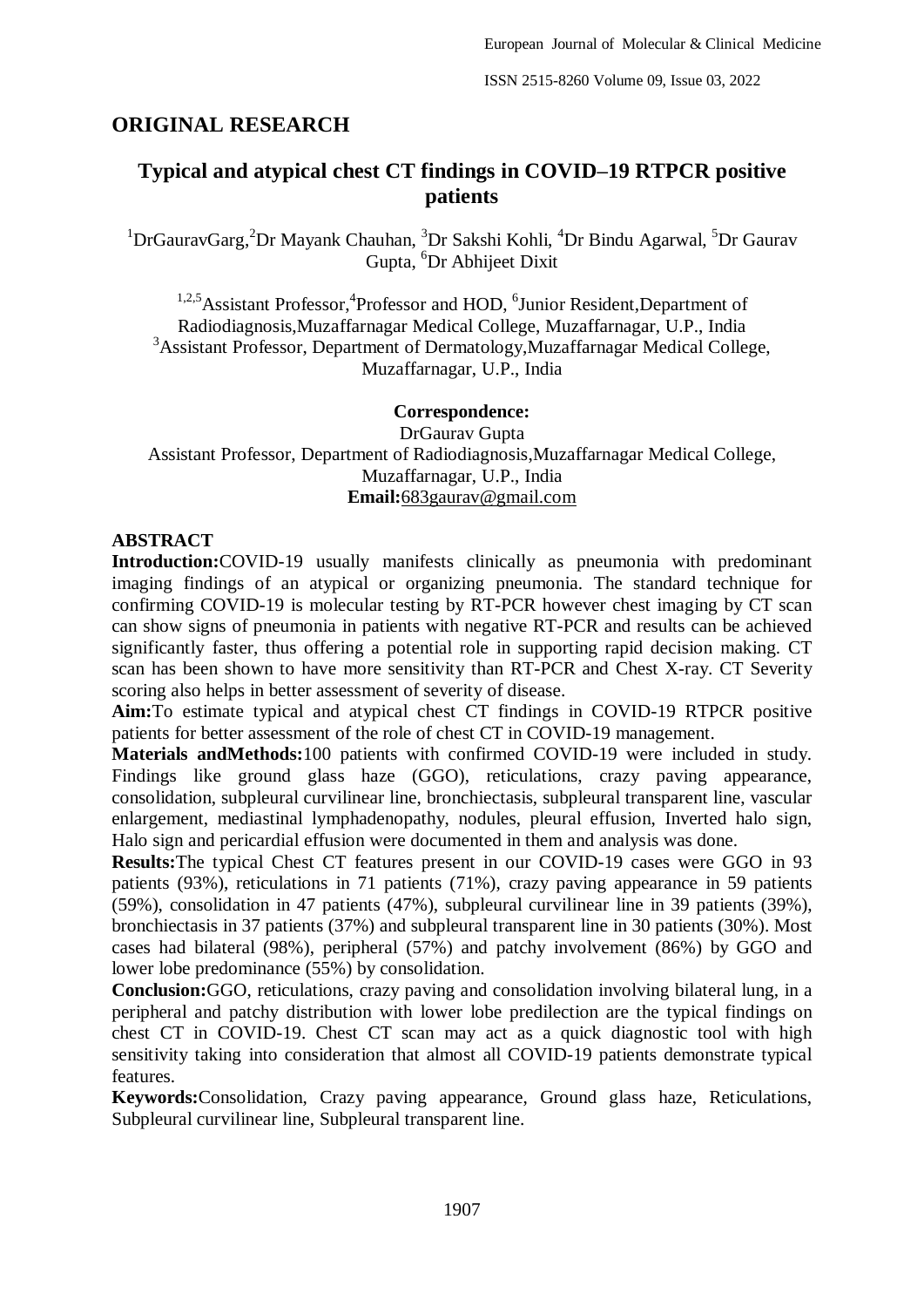## ORIGINAL RESEARCH

# Typical and atypical chest CT findings in COVID–19 RTPCR positive patients

[1]DrGauravGarg, [2]Dr Mayank Chauhan, [3]Dr Sakshi Kohli, [4]Dr Bindu Agarwal, [5]Dr Gaurav Gupta, [6]Dr Abhijeet Dixit

[1,2,5]Assistant Professor, [4]Professor and HOD, [6]Junior Resident, Department of Radiodiagnosis, Muzaffarnagar Medical College, Muzaffarnagar, U.P., India
[3]Assistant Professor, Department of Dermatology, Muzaffarnagar Medical College, Muzaffarnagar, U.P., India

**Correspondence:**
DrGaurav Gupta
Assistant Professor, Department of Radiodiagnosis, Muzaffarnagar Medical College, Muzaffarnagar, U.P., India
**Email:** 683gaurav@gmail.com

## ABSTRACT

**Introduction:** COVID-19 usually manifests clinically as pneumonia with predominant imaging findings of an atypical or organizing pneumonia. The standard technique for confirming COVID-19 is molecular testing by RT-PCR however chest imaging by CT scan can show signs of pneumonia in patients with negative RT-PCR and results can be achieved significantly faster, thus offering a potential role in supporting rapid decision making. CT scan has been shown to have more sensitivity than RT-PCR and Chest X-ray. CT Severity scoring also helps in better assessment of severity of disease.

**Aim:** To estimate typical and atypical chest CT findings in COVID-19 RTPCR positive patients for better assessment of the role of chest CT in COVID-19 management.

**Materials andMethods:** 100 patients with confirmed COVID-19 were included in study. Findings like ground glass haze (GGO), reticulations, crazy paving appearance, consolidation, subpleural curvilinear line, bronchiectasis, subpleural transparent line, vascular enlargement, mediastinal lymphadenopathy, nodules, pleural effusion, Inverted halo sign, Halo sign and pericardial effusion were documented in them and analysis was done.

**Results:** The typical Chest CT features present in our COVID-19 cases were GGO in 93 patients (93%), reticulations in 71 patients (71%), crazy paving appearance in 59 patients (59%), consolidation in 47 patients (47%), subpleural curvilinear line in 39 patients (39%), bronchiectasis in 37 patients (37%) and subpleural transparent line in 30 patients (30%). Most cases had bilateral (98%), peripheral (57%) and patchy involvement (86%) by GGO and lower lobe predominance (55%) by consolidation.

**Conclusion:** GGO, reticulations, crazy paving and consolidation involving bilateral lung, in a peripheral and patchy distribution with lower lobe predilection are the typical findings on chest CT in COVID-19. Chest CT scan may act as a quick diagnostic tool with high sensitivity taking into consideration that almost all COVID-19 patients demonstrate typical features.

**Keywords:** Consolidation, Crazy paving appearance, Ground glass haze, Reticulations, Subpleural curvilinear line, Subpleural transparent line.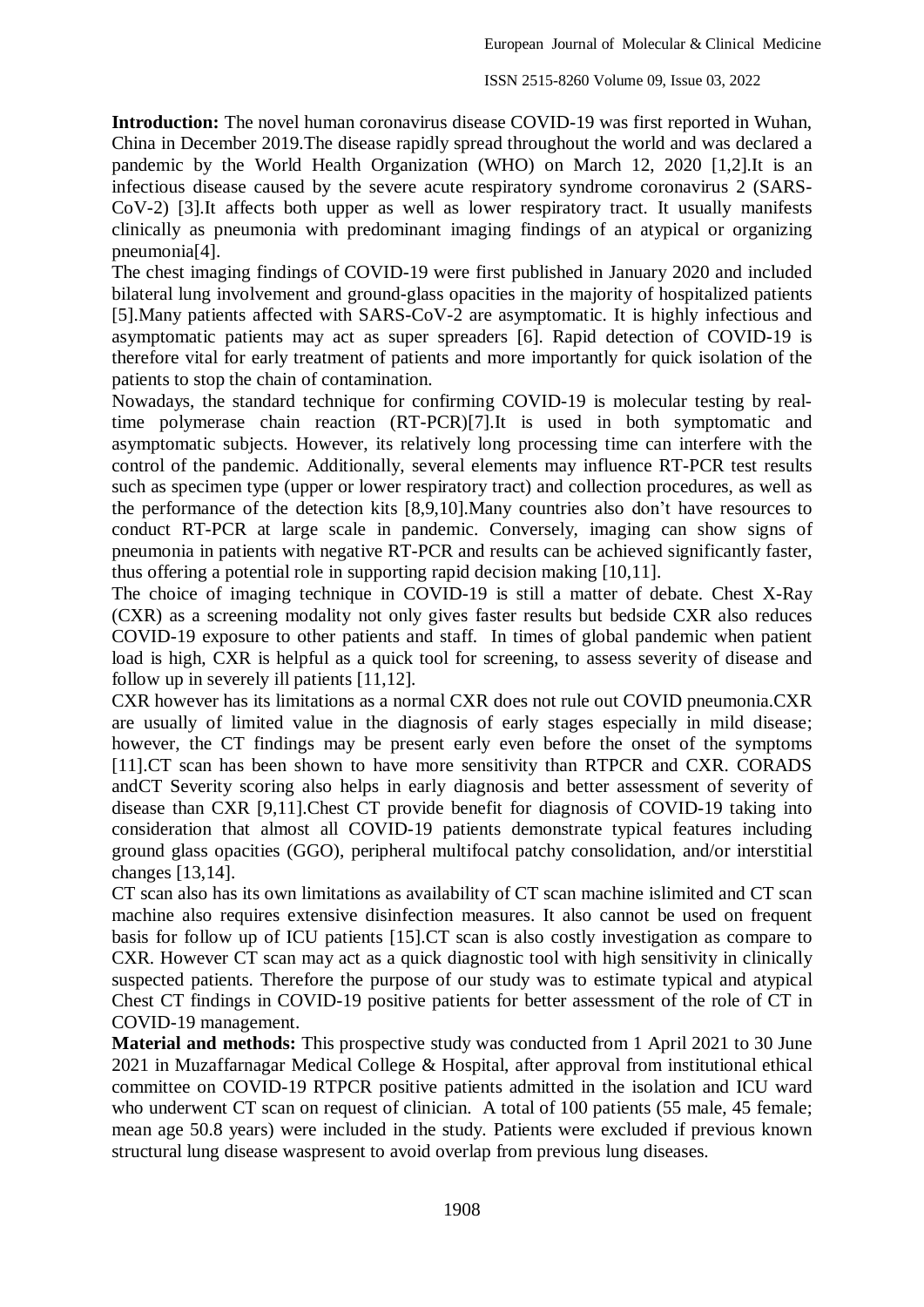**Introduction:** The novel human coronavirus disease COVID-19 was first reported in Wuhan, China in December 2019.The disease rapidly spread throughout the world and was declared a pandemic by the World Health Organization (WHO) on March 12, 2020 [1,2].It is an infectious disease caused by the severe acute respiratory syndrome coronavirus 2 (SARS-CoV-2) [3].It affects both upper as well as lower respiratory tract. It usually manifests clinically as pneumonia with predominant imaging findings of an atypical or organizing pneumonia[4].

The chest imaging findings of COVID-19 were first published in January 2020 and included bilateral lung involvement and ground-glass opacities in the majority of hospitalized patients [5].Many patients affected with SARS-CoV-2 are asymptomatic. It is highly infectious and asymptomatic patients may act as super spreaders [6]. Rapid detection of COVID-19 is therefore vital for early treatment of patients and more importantly for quick isolation of the patients to stop the chain of contamination.

Nowadays, the standard technique for confirming COVID-19 is molecular testing by real-time polymerase chain reaction (RT-PCR)[7].It is used in both symptomatic and asymptomatic subjects. However, its relatively long processing time can interfere with the control of the pandemic. Additionally, several elements may influence RT-PCR test results such as specimen type (upper or lower respiratory tract) and collection procedures, as well as the performance of the detection kits [8,9,10].Many countries also don't have resources to conduct RT-PCR at large scale in pandemic. Conversely, imaging can show signs of pneumonia in patients with negative RT-PCR and results can be achieved significantly faster, thus offering a potential role in supporting rapid decision making [10,11].

The choice of imaging technique in COVID-19 is still a matter of debate. Chest X-Ray (CXR) as a screening modality not only gives faster results but bedside CXR also reduces COVID-19 exposure to other patients and staff. In times of global pandemic when patient load is high, CXR is helpful as a quick tool for screening, to assess severity of disease and follow up in severely ill patients [11,12].

CXR however has its limitations as a normal CXR does not rule out COVID pneumonia.CXR are usually of limited value in the diagnosis of early stages especially in mild disease; however, the CT findings may be present early even before the onset of the symptoms [11].CT scan has been shown to have more sensitivity than RTPCR and CXR. CORADS andCT Severity scoring also helps in early diagnosis and better assessment of severity of disease than CXR [9,11].Chest CT provide benefit for diagnosis of COVID-19 taking into consideration that almost all COVID-19 patients demonstrate typical features including ground glass opacities (GGO), peripheral multifocal patchy consolidation, and/or interstitial changes [13,14].

CT scan also has its own limitations as availability of CT scan machine islimited and CT scan machine also requires extensive disinfection measures. It also cannot be used on frequent basis for follow up of ICU patients [15].CT scan is also costly investigation as compare to CXR. However CT scan may act as a quick diagnostic tool with high sensitivity in clinically suspected patients. Therefore the purpose of our study was to estimate typical and atypical Chest CT findings in COVID-19 positive patients for better assessment of the role of CT in COVID-19 management.

**Material and methods:** This prospective study was conducted from 1 April 2021 to 30 June 2021 in Muzaffarnagar Medical College & Hospital, after approval from institutional ethical committee on COVID-19 RTPCR positive patients admitted in the isolation and ICU ward who underwent CT scan on request of clinician. A total of 100 patients (55 male, 45 female; mean age 50.8 years) were included in the study. Patients were excluded if previous known structural lung disease waspresent to avoid overlap from previous lung diseases.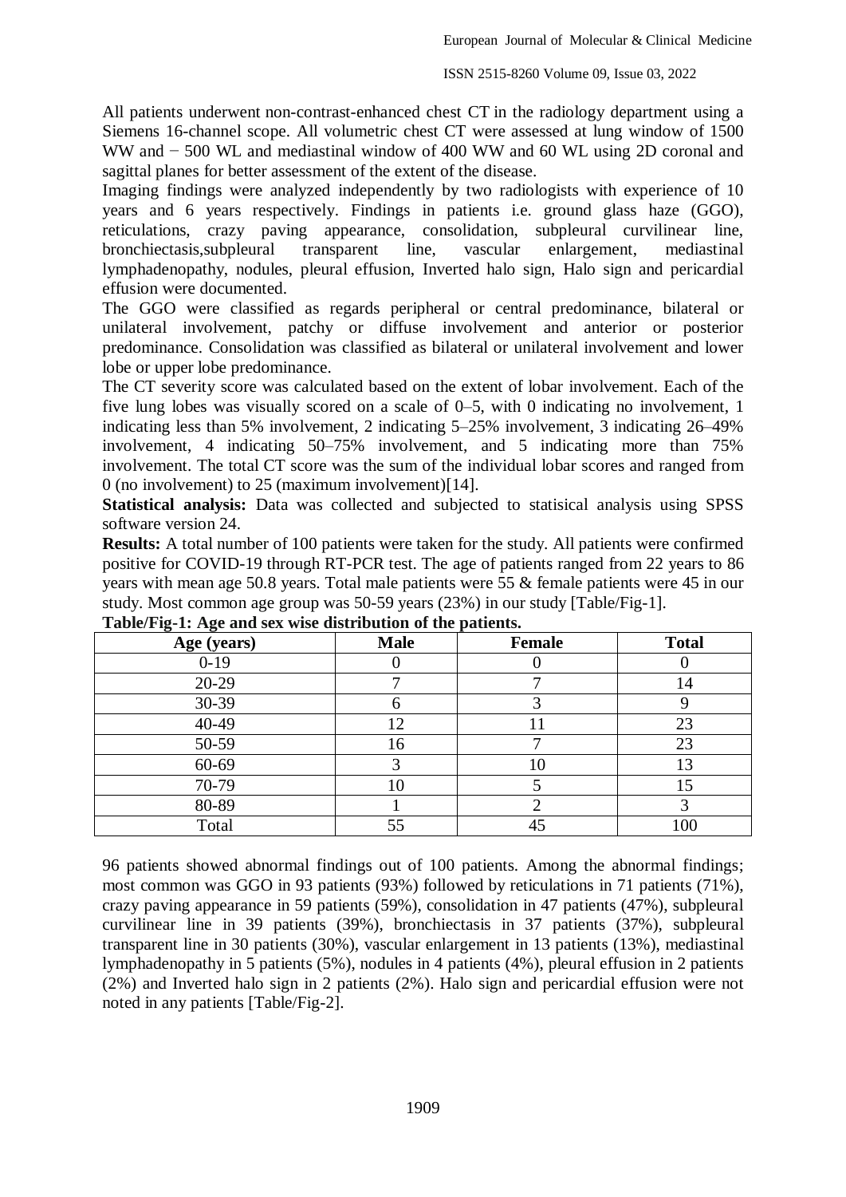All patients underwent non-contrast-enhanced chest CT in the radiology department using a Siemens 16-channel scope. All volumetric chest CT were assessed at lung window of 1500 WW and − 500 WL and mediastinal window of 400 WW and 60 WL using 2D coronal and sagittal planes for better assessment of the extent of the disease.

Imaging findings were analyzed independently by two radiologists with experience of 10 years and 6 years respectively. Findings in patients i.e. ground glass haze (GGO), reticulations, crazy paving appearance, consolidation, subpleural curvilinear line, bronchiectasis,subpleural transparent line, vascular enlargement, mediastinal lymphadenopathy, nodules, pleural effusion, Inverted halo sign, Halo sign and pericardial effusion were documented.

The GGO were classified as regards peripheral or central predominance, bilateral or unilateral involvement, patchy or diffuse involvement and anterior or posterior predominance. Consolidation was classified as bilateral or unilateral involvement and lower lobe or upper lobe predominance.

The CT severity score was calculated based on the extent of lobar involvement. Each of the five lung lobes was visually scored on a scale of 0–5, with 0 indicating no involvement, 1 indicating less than 5% involvement, 2 indicating 5–25% involvement, 3 indicating 26–49% involvement, 4 indicating 50–75% involvement, and 5 indicating more than 75% involvement. The total CT score was the sum of the individual lobar scores and ranged from 0 (no involvement) to 25 (maximum involvement)[14].

**Statistical analysis:** Data was collected and subjected to statisical analysis using SPSS software version 24.

**Results:** A total number of 100 patients were taken for the study. All patients were confirmed positive for COVID-19 through RT-PCR test. The age of patients ranged from 22 years to 86 years with mean age 50.8 years. Total male patients were 55 & female patients were 45 in our study. Most common age group was 50-59 years (23%) in our study [Table/Fig-1].

**Table/Fig-1: Age and sex wise distribution of the patients.**

| Age (years) | Male | Female | Total |
|---|---|---|---|
| 0-19 | 0 | 0 | 0 |
| 20-29 | 7 | 7 | 14 |
| 30-39 | 6 | 3 | 9 |
| 40-49 | 12 | 11 | 23 |
| 50-59 | 16 | 7 | 23 |
| 60-69 | 3 | 10 | 13 |
| 70-79 | 10 | 5 | 15 |
| 80-89 | 1 | 2 | 3 |
| Total | 55 | 45 | 100 |

96 patients showed abnormal findings out of 100 patients. Among the abnormal findings; most common was GGO in 93 patients (93%) followed by reticulations in 71 patients (71%), crazy paving appearance in 59 patients (59%), consolidation in 47 patients (47%), subpleural curvilinear line in 39 patients (39%), bronchiectasis in 37 patients (37%), subpleural transparent line in 30 patients (30%), vascular enlargement in 13 patients (13%), mediastinal lymphadenopathy in 5 patients (5%), nodules in 4 patients (4%), pleural effusion in 2 patients (2%) and Inverted halo sign in 2 patients (2%). Halo sign and pericardial effusion were not noted in any patients [Table/Fig-2].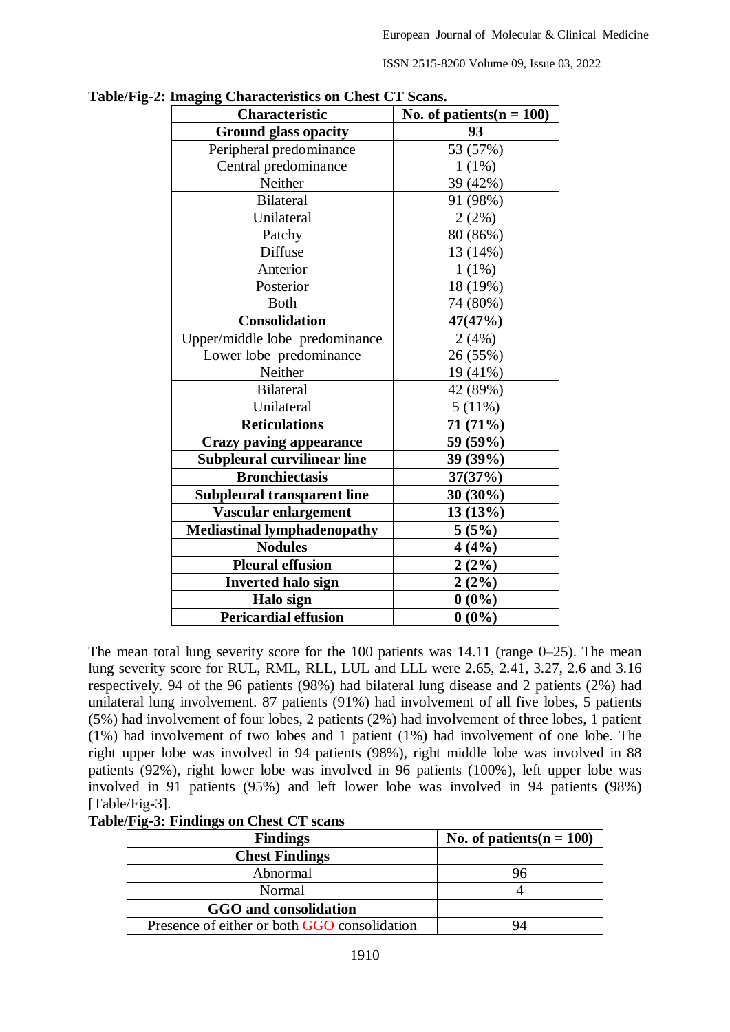**Table/Fig-2: Imaging Characteristics on Chest CT Scans.**

| Characteristic | No. of patients(n = 100) |
|---|---|
| **Ground glass opacity** | **93** |
| Peripheral predominance | 53 (57%) |
| Central predominance | 1 (1%) |
| Neither | 39 (42%) |
| Bilateral | 91 (98%) |
| Unilateral | 2 (2%) |
| Patchy | 80 (86%) |
| Diffuse | 13 (14%) |
| Anterior | 1 (1%) |
| Posterior | 18 (19%) |
| Both | 74 (80%) |
| **Consolidation** | **47(47%)** |
| Upper/middle lobe predominance | 2 (4%) |
| Lower lobe predominance | 26 (55%) |
| Neither | 19 (41%) |
| Bilateral | 42 (89%) |
| Unilateral | 5 (11%) |
| **Reticulations** | **71 (71%)** |
| **Crazy paving appearance** | **59 (59%)** |
| **Subpleural curvilinear line** | **39 (39%)** |
| **Bronchiectasis** | **37(37%)** |
| **Subpleural transparent line** | **30 (30%)** |
| **Vascular enlargement** | **13 (13%)** |
| **Mediastinal lymphadenopathy** | **5 (5%)** |
| **Nodules** | **4 (4%)** |
| **Pleural effusion** | **2 (2%)** |
| **Inverted halo sign** | **2 (2%)** |
| **Halo sign** | **0 (0%)** |
| **Pericardial effusion** | **0 (0%)** |

The mean total lung severity score for the 100 patients was 14.11 (range 0–25). The mean lung severity score for RUL, RML, RLL, LUL and LLL were 2.65, 2.41, 3.27, 2.6 and 3.16 respectively. 94 of the 96 patients (98%) had bilateral lung disease and 2 patients (2%) had unilateral lung involvement. 87 patients (91%) had involvement of all five lobes, 5 patients (5%) had involvement of four lobes, 2 patients (2%) had involvement of three lobes, 1 patient (1%) had involvement of two lobes and 1 patient (1%) had involvement of one lobe. The right upper lobe was involved in 94 patients (98%), right middle lobe was involved in 88 patients (92%), right lower lobe was involved in 96 patients (100%), left upper lobe was involved in 91 patients (95%) and left lower lobe was involved in 94 patients (98%) [Table/Fig-3].

**Table/Fig-3: Findings on Chest CT scans**

| Findings | No. of patients(n = 100) |
|---|---|
| **Chest Findings** | |
| Abnormal | 96 |
| Normal | 4 |
| **GGO and consolidation** | |
| Presence of either or both GGO consolidation | 94 |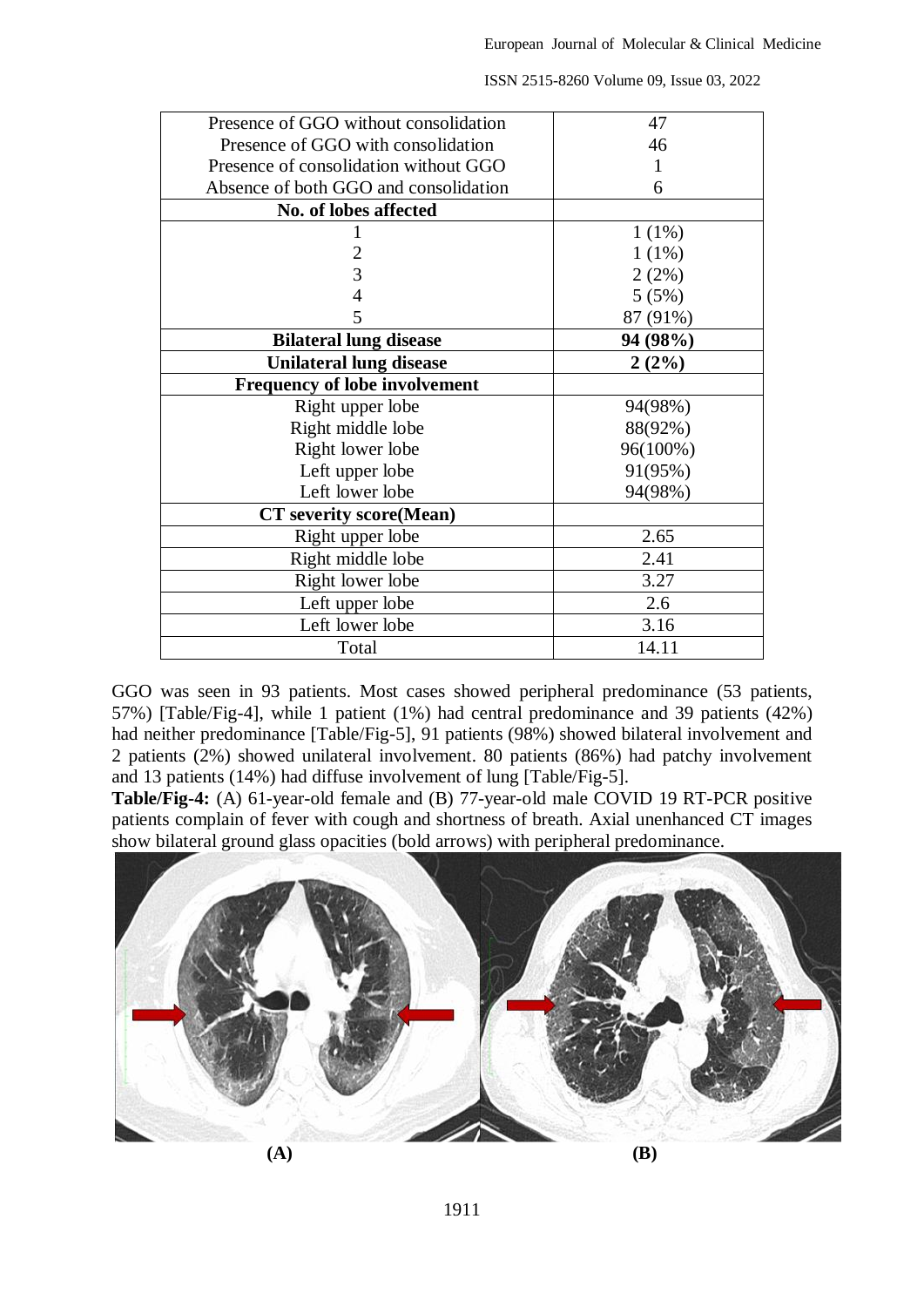| | |
|---|---|
| Presence of GGO without consolidation | 47 |
| Presence of GGO with consolidation | 46 |
| Presence of consolidation without GGO | 1 |
| Absence of both GGO and consolidation | 6 |
| **No. of lobes affected** | |
| 1 | 1 (1%) |
| 2 | 1 (1%) |
| 3 | 2 (2%) |
| 4 | 5 (5%) |
| 5 | 87 (91%) |
| **Bilateral lung disease** | **94 (98%)** |
| **Unilateral lung disease** | **2 (2%)** |
| **Frequency of lobe involvement** | |
| Right upper lobe | 94(98%) |
| Right middle lobe | 88(92%) |
| Right lower lobe | 96(100%) |
| Left upper lobe | 91(95%) |
| Left lower lobe | 94(98%) |
| **CT severity score(Mean)** | |
| Right upper lobe | 2.65 |
| Right middle lobe | 2.41 |
| Right lower lobe | 3.27 |
| Left upper lobe | 2.6 |
| Left lower lobe | 3.16 |
| Total | 14.11 |

GGO was seen in 93 patients. Most cases showed peripheral predominance (53 patients, 57%) [Table/Fig-4], while 1 patient (1%) had central predominance and 39 patients (42%) had neither predominance [Table/Fig-5], 91 patients (98%) showed bilateral involvement and 2 patients (2%) showed unilateral involvement. 80 patients (86%) had patchy involvement and 13 patients (14%) had diffuse involvement of lung [Table/Fig-5].

**Table/Fig-4:** (A) 61-year-old female and (B) 77-year-old male COVID 19 RT-PCR positive patients complain of fever with cough and shortness of breath. Axial unenhanced CT images show bilateral ground glass opacities (bold arrows) with peripheral predominance.

**(A)** **(B)**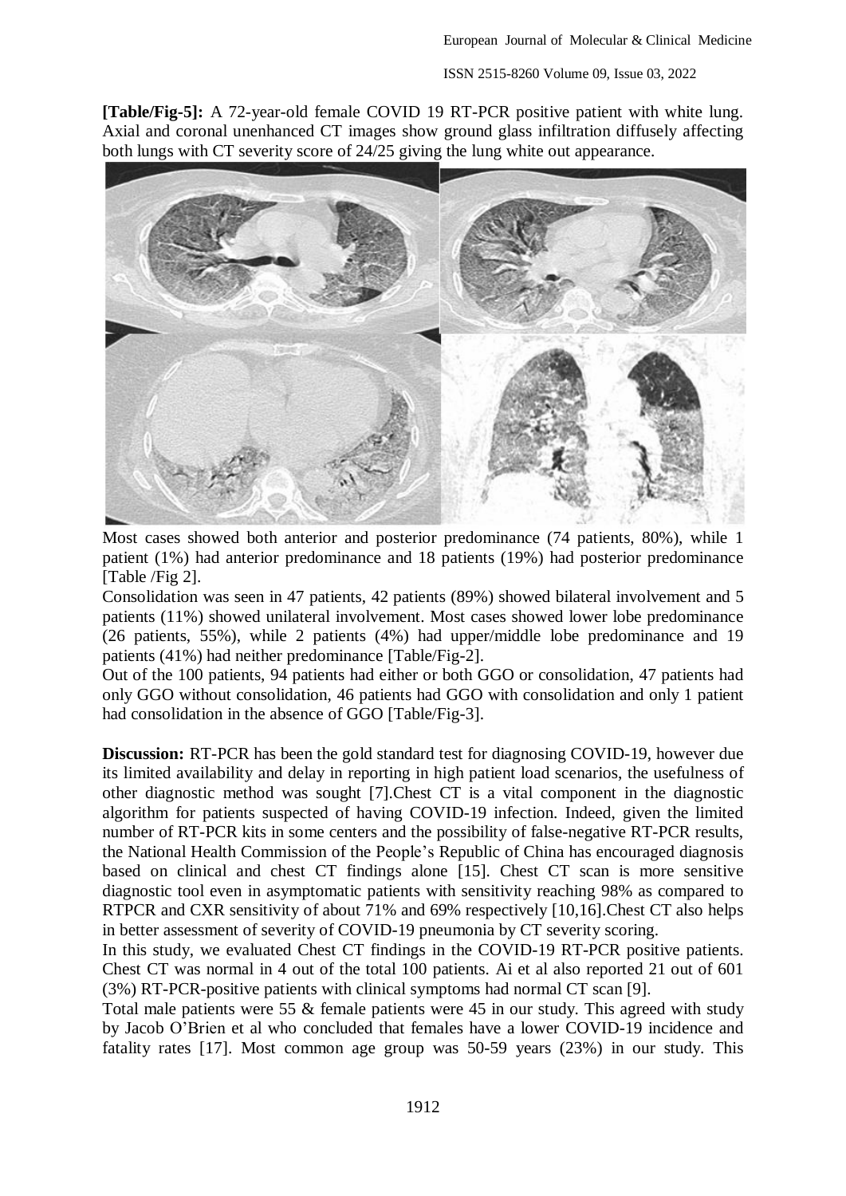**[Table/Fig-5]:** A 72-year-old female COVID 19 RT-PCR positive patient with white lung. Axial and coronal unenhanced CT images show ground glass infiltration diffusely affecting both lungs with CT severity score of 24/25 giving the lung white out appearance.

Most cases showed both anterior and posterior predominance (74 patients, 80%), while 1 patient (1%) had anterior predominance and 18 patients (19%) had posterior predominance [Table /Fig 2].

Consolidation was seen in 47 patients, 42 patients (89%) showed bilateral involvement and 5 patients (11%) showed unilateral involvement. Most cases showed lower lobe predominance (26 patients, 55%), while 2 patients (4%) had upper/middle lobe predominance and 19 patients (41%) had neither predominance [Table/Fig-2].

Out of the 100 patients, 94 patients had either or both GGO or consolidation, 47 patients had only GGO without consolidation, 46 patients had GGO with consolidation and only 1 patient had consolidation in the absence of GGO [Table/Fig-3].

**Discussion:** RT-PCR has been the gold standard test for diagnosing COVID-19, however due its limited availability and delay in reporting in high patient load scenarios, the usefulness of other diagnostic method was sought [7].Chest CT is a vital component in the diagnostic algorithm for patients suspected of having COVID-19 infection. Indeed, given the limited number of RT-PCR kits in some centers and the possibility of false-negative RT-PCR results, the National Health Commission of the People's Republic of China has encouraged diagnosis based on clinical and chest CT findings alone [15]. Chest CT scan is more sensitive diagnostic tool even in asymptomatic patients with sensitivity reaching 98% as compared to RTPCR and CXR sensitivity of about 71% and 69% respectively [10,16].Chest CT also helps in better assessment of severity of COVID-19 pneumonia by CT severity scoring.

In this study, we evaluated Chest CT findings in the COVID-19 RT-PCR positive patients. Chest CT was normal in 4 out of the total 100 patients. Ai et al also reported 21 out of 601 (3%) RT-PCR-positive patients with clinical symptoms had normal CT scan [9].

Total male patients were 55 & female patients were 45 in our study. This agreed with study by Jacob O'Brien et al who concluded that females have a lower COVID-19 incidence and fatality rates [17]. Most common age group was 50-59 years (23%) in our study. This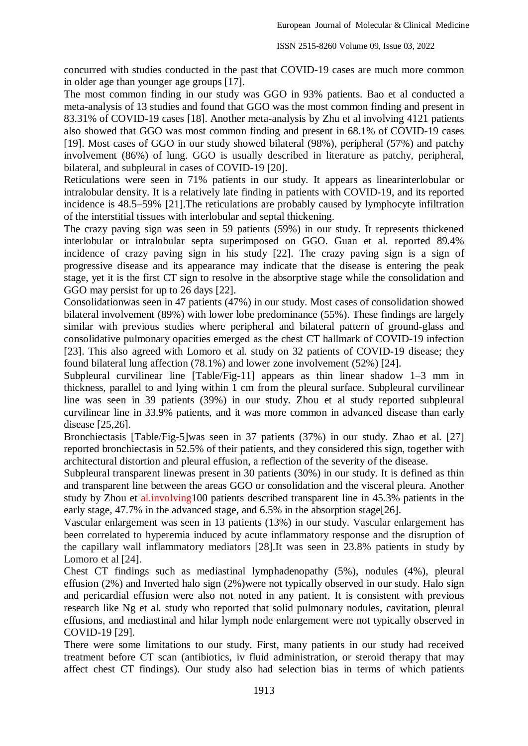concurred with studies conducted in the past that COVID-19 cases are much more common in older age than younger age groups [17].

The most common finding in our study was GGO in 93% patients. Bao et al conducted a meta-analysis of 13 studies and found that GGO was the most common finding and present in 83.31% of COVID-19 cases [18]. Another meta-analysis by Zhu et al involving 4121 patients also showed that GGO was most common finding and present in 68.1% of COVID-19 cases [19]. Most cases of GGO in our study showed bilateral (98%), peripheral (57%) and patchy involvement (86%) of lung. GGO is usually described in literature as patchy, peripheral, bilateral, and subpleural in cases of COVID-19 [20].

Reticulations were seen in 71% patients in our study. It appears as linearinterlobular or intralobular density. It is a relatively late finding in patients with COVID-19, and its reported incidence is 48.5–59% [21].The reticulations are probably caused by lymphocyte infiltration of the interstitial tissues with interlobular and septal thickening.

The crazy paving sign was seen in 59 patients (59%) in our study. It represents thickened interlobular or intralobular septa superimposed on GGO. Guan et al. reported 89.4% incidence of crazy paving sign in his study [22]. The crazy paving sign is a sign of progressive disease and its appearance may indicate that the disease is entering the peak stage, yet it is the first CT sign to resolve in the absorptive stage while the consolidation and GGO may persist for up to 26 days [22].

Consolidationwas seen in 47 patients (47%) in our study. Most cases of consolidation showed bilateral involvement (89%) with lower lobe predominance (55%). These findings are largely similar with previous studies where peripheral and bilateral pattern of ground-glass and consolidative pulmonary opacities emerged as the chest CT hallmark of COVID-19 infection [23]. This also agreed with Lomoro et al. study on 32 patients of COVID-19 disease; they found bilateral lung affection (78.1%) and lower zone involvement (52%) [24].

Subpleural curvilinear line [Table/Fig-11] appears as thin linear shadow 1–3 mm in thickness, parallel to and lying within 1 cm from the pleural surface. Subpleural curvilinear line was seen in 39 patients (39%) in our study. Zhou et al study reported subpleural curvilinear line in 33.9% patients, and it was more common in advanced disease than early disease [25,26].

Bronchiectasis [Table/Fig-5]was seen in 37 patients (37%) in our study. Zhao et al. [27] reported bronchiectasis in 52.5% of their patients, and they considered this sign, together with architectural distortion and pleural effusion, a reflection of the severity of the disease.

Subpleural transparent linewas present in 30 patients (30%) in our study. It is defined as thin and transparent line between the areas GGO or consolidation and the visceral pleura. Another study by Zhou et al.involving100 patients described transparent line in 45.3% patients in the early stage, 47.7% in the advanced stage, and 6.5% in the absorption stage[26].

Vascular enlargement was seen in 13 patients (13%) in our study. Vascular enlargement has been correlated to hyperemia induced by acute inflammatory response and the disruption of the capillary wall inflammatory mediators [28].It was seen in 23.8% patients in study by Lomoro et al [24].

Chest CT findings such as mediastinal lymphadenopathy (5%), nodules (4%), pleural effusion (2%) and Inverted halo sign (2%)were not typically observed in our study. Halo sign and pericardial effusion were also not noted in any patient. It is consistent with previous research like Ng et al. study who reported that solid pulmonary nodules, cavitation, pleural effusions, and mediastinal and hilar lymph node enlargement were not typically observed in COVID-19 [29].

There were some limitations to our study. First, many patients in our study had received treatment before CT scan (antibiotics, iv fluid administration, or steroid therapy that may affect chest CT findings). Our study also had selection bias in terms of which patients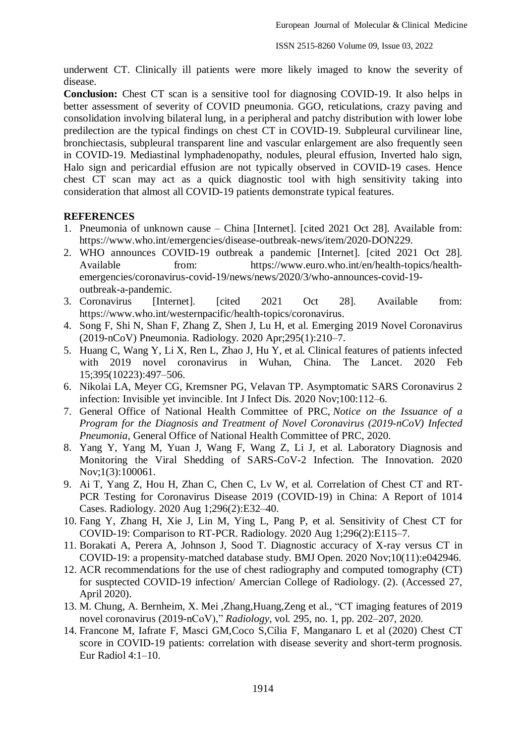underwent CT. Clinically ill patients were more likely imaged to know the severity of disease.

**Conclusion:** Chest CT scan is a sensitive tool for diagnosing COVID-19. It also helps in better assessment of severity of COVID pneumonia. GGO, reticulations, crazy paving and consolidation involving bilateral lung, in a peripheral and patchy distribution with lower lobe predilection are the typical findings on chest CT in COVID-19. Subpleural curvilinear line, bronchiectasis, subpleural transparent line and vascular enlargement are also frequently seen in COVID-19. Mediastinal lymphadenopathy, nodules, pleural effusion, Inverted halo sign, Halo sign and pericardial effusion are not typically observed in COVID-19 cases. Hence chest CT scan may act as a quick diagnostic tool with high sensitivity taking into consideration that almost all COVID-19 patients demonstrate typical features.

## REFERENCES

1. Pneumonia of unknown cause – China [Internet]. [cited 2021 Oct 28]. Available from: https://www.who.int/emergencies/disease-outbreak-news/item/2020-DON229.
2. WHO announces COVID-19 outbreak a pandemic [Internet]. [cited 2021 Oct 28]. Available from: https://www.euro.who.int/en/health-topics/health-emergencies/coronavirus-covid-19/news/news/2020/3/who-announces-covid-19-outbreak-a-pandemic.
3. Coronavirus [Internet]. [cited 2021 Oct 28]. Available from: https://www.who.int/westernpacific/health-topics/coronavirus.
4. Song F, Shi N, Shan F, Zhang Z, Shen J, Lu H, et al. Emerging 2019 Novel Coronavirus (2019-nCoV) Pneumonia. Radiology. 2020 Apr;295(1):210–7.
5. Huang C, Wang Y, Li X, Ren L, Zhao J, Hu Y, et al. Clinical features of patients infected with 2019 novel coronavirus in Wuhan, China. The Lancet. 2020 Feb 15;395(10223):497–506.
6. Nikolai LA, Meyer CG, Kremsner PG, Velavan TP. Asymptomatic SARS Coronavirus 2 infection: Invisible yet invincible. Int J Infect Dis. 2020 Nov;100:112–6.
7. General Office of National Health Committee of PRC, *Notice on the Issuance of a Program for the Diagnosis and Treatment of Novel Coronavirus (2019-nCoV) Infected Pneumonia*, General Office of National Health Committee of PRC, 2020.
8. Yang Y, Yang M, Yuan J, Wang F, Wang Z, Li J, et al. Laboratory Diagnosis and Monitoring the Viral Shedding of SARS-CoV-2 Infection. The Innovation. 2020 Nov;1(3):100061.
9. Ai T, Yang Z, Hou H, Zhan C, Chen C, Lv W, et al. Correlation of Chest CT and RT-PCR Testing for Coronavirus Disease 2019 (COVID-19) in China: A Report of 1014 Cases. Radiology. 2020 Aug 1;296(2):E32–40.
10. Fang Y, Zhang H, Xie J, Lin M, Ying L, Pang P, et al. Sensitivity of Chest CT for COVID-19: Comparison to RT-PCR. Radiology. 2020 Aug 1;296(2):E115–7.
11. Borakati A, Perera A, Johnson J, Sood T. Diagnostic accuracy of X-ray versus CT in COVID-19: a propensity-matched database study. BMJ Open. 2020 Nov;10(11):e042946.
12. ACR recommendations for the use of chest radiography and computed tomography (CT) for susptected COVID-19 infection/ Amercian College of Radiology. (2). (Accessed 27, April 2020).
13. M. Chung, A. Bernheim, X. Mei ,Zhang,Huang,Zeng et al., "CT imaging features of 2019 novel coronavirus (2019-nCoV)," *Radiology*, vol. 295, no. 1, pp. 202–207, 2020.
14. Francone M, Iafrate F, Masci GM,Coco S,Cilia F, Manganaro L et al (2020) Chest CT score in COVID-19 patients: correlation with disease severity and short-term prognosis. Eur Radiol 4:1–10.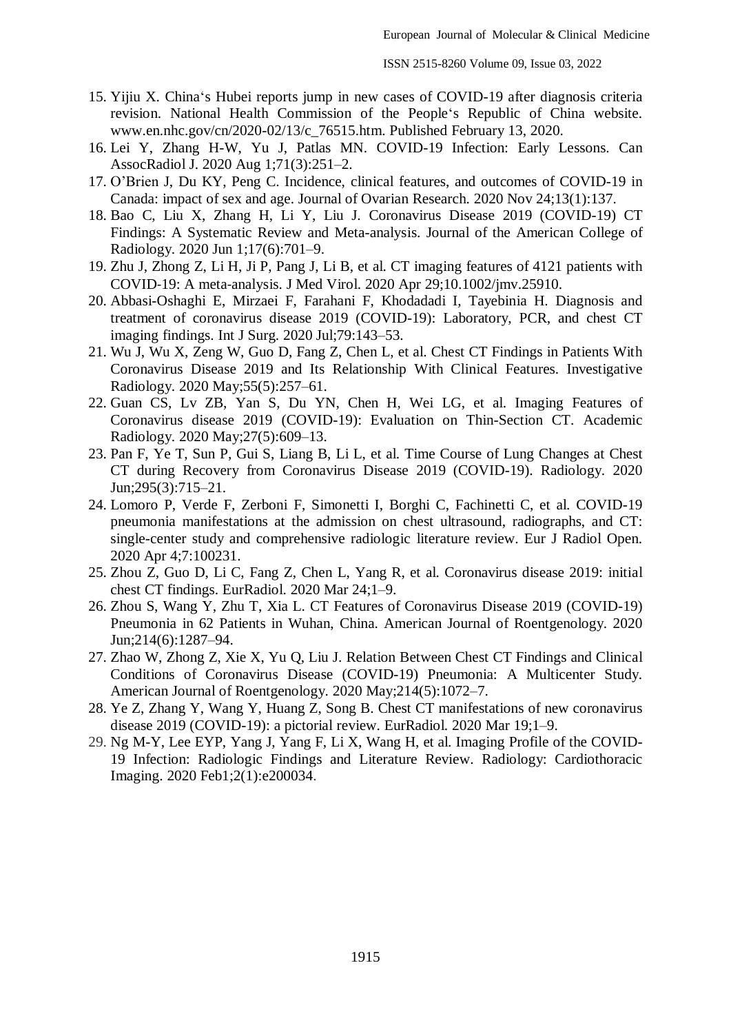15. Yijiu X. China's Hubei reports jump in new cases of COVID-19 after diagnosis criteria revision. National Health Commission of the People's Republic of China website. www.en.nhc.gov/cn/2020-02/13/c_76515.htm. Published February 13, 2020.
16. Lei Y, Zhang H-W, Yu J, Patlas MN. COVID-19 Infection: Early Lessons. Can AssocRadiol J. 2020 Aug 1;71(3):251–2.
17. O'Brien J, Du KY, Peng C. Incidence, clinical features, and outcomes of COVID-19 in Canada: impact of sex and age. Journal of Ovarian Research. 2020 Nov 24;13(1):137.
18. Bao C, Liu X, Zhang H, Li Y, Liu J. Coronavirus Disease 2019 (COVID-19) CT Findings: A Systematic Review and Meta-analysis. Journal of the American College of Radiology. 2020 Jun 1;17(6):701–9.
19. Zhu J, Zhong Z, Li H, Ji P, Pang J, Li B, et al. CT imaging features of 4121 patients with COVID-19: A meta-analysis. J Med Virol. 2020 Apr 29;10.1002/jmv.25910.
20. Abbasi-Oshaghi E, Mirzaei F, Farahani F, Khodadadi I, Tayebinia H. Diagnosis and treatment of coronavirus disease 2019 (COVID-19): Laboratory, PCR, and chest CT imaging findings. Int J Surg. 2020 Jul;79:143–53.
21. Wu J, Wu X, Zeng W, Guo D, Fang Z, Chen L, et al. Chest CT Findings in Patients With Coronavirus Disease 2019 and Its Relationship With Clinical Features. Investigative Radiology. 2020 May;55(5):257–61.
22. Guan CS, Lv ZB, Yan S, Du YN, Chen H, Wei LG, et al. Imaging Features of Coronavirus disease 2019 (COVID-19): Evaluation on Thin-Section CT. Academic Radiology. 2020 May;27(5):609–13.
23. Pan F, Ye T, Sun P, Gui S, Liang B, Li L, et al. Time Course of Lung Changes at Chest CT during Recovery from Coronavirus Disease 2019 (COVID-19). Radiology. 2020 Jun;295(3):715–21.
24. Lomoro P, Verde F, Zerboni F, Simonetti I, Borghi C, Fachinetti C, et al. COVID-19 pneumonia manifestations at the admission on chest ultrasound, radiographs, and CT: single-center study and comprehensive radiologic literature review. Eur J Radiol Open. 2020 Apr 4;7:100231.
25. Zhou Z, Guo D, Li C, Fang Z, Chen L, Yang R, et al. Coronavirus disease 2019: initial chest CT findings. EurRadiol. 2020 Mar 24;1–9.
26. Zhou S, Wang Y, Zhu T, Xia L. CT Features of Coronavirus Disease 2019 (COVID-19) Pneumonia in 62 Patients in Wuhan, China. American Journal of Roentgenology. 2020 Jun;214(6):1287–94.
27. Zhao W, Zhong Z, Xie X, Yu Q, Liu J. Relation Between Chest CT Findings and Clinical Conditions of Coronavirus Disease (COVID-19) Pneumonia: A Multicenter Study. American Journal of Roentgenology. 2020 May;214(5):1072–7.
28. Ye Z, Zhang Y, Wang Y, Huang Z, Song B. Chest CT manifestations of new coronavirus disease 2019 (COVID-19): a pictorial review. EurRadiol. 2020 Mar 19;1–9.
29. Ng M-Y, Lee EYP, Yang J, Yang F, Li X, Wang H, et al. Imaging Profile of the COVID-19 Infection: Radiologic Findings and Literature Review. Radiology: Cardiothoracic Imaging. 2020 Feb1;2(1):e200034.